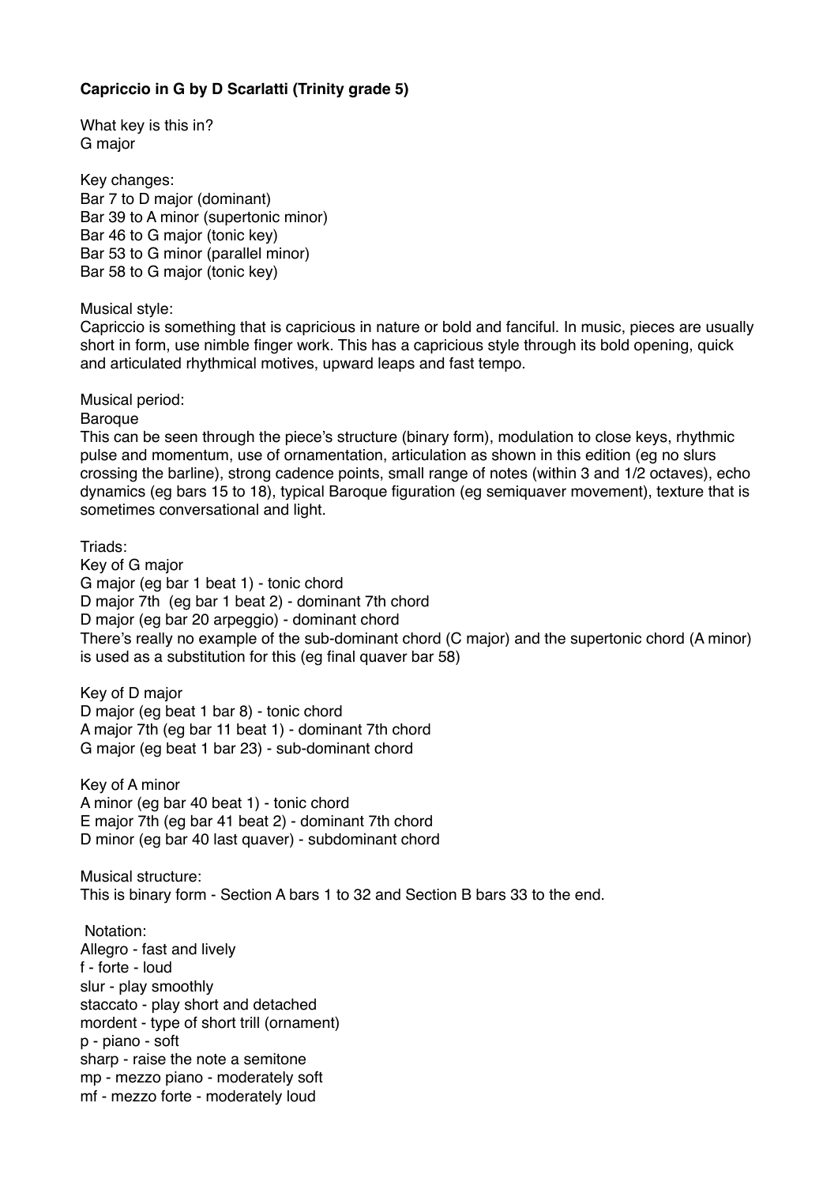**Capriccio in G by D Scarlatti (Trinity grade 5)**

What key is this in?
G major

Key changes:
Bar 7 to D major (dominant)
Bar 39 to A minor (supertonic minor)
Bar 46 to G major (tonic key)
Bar 53 to G minor (parallel minor)
Bar 58 to G major (tonic key)

Musical style:
Capriccio is something that is capricious in nature or bold and fanciful. In music, pieces are usually short in form, use nimble finger work. This has a capricious style through its bold opening, quick and articulated rhythmical motives, upward leaps and fast tempo.

Musical period:
Baroque
This can be seen through the piece's structure (binary form), modulation to close keys, rhythmic pulse and momentum, use of ornamentation, articulation as shown in this edition (eg no slurs crossing the barline), strong cadence points, small range of notes (within 3 and 1/2 octaves), echo dynamics (eg bars 15 to 18), typical Baroque figuration (eg semiquaver movement), texture that is sometimes conversational and light.

Triads:
Key of G major
G major (eg bar 1 beat 1) - tonic chord
D major 7th (eg bar 1 beat 2) - dominant 7th chord
D major (eg bar 20 arpeggio) - dominant chord
There's really no example of the sub-dominant chord (C major) and the supertonic chord (A minor) is used as a substitution for this (eg final quaver bar 58)

Key of D major
D major (eg beat 1 bar 8) - tonic chord
A major 7th (eg bar 11 beat 1) - dominant 7th chord
G major (eg beat 1 bar 23) - sub-dominant chord

Key of A minor
A minor (eg bar 40 beat 1) - tonic chord
E major 7th (eg bar 41 beat 2) - dominant 7th chord
D minor (eg bar 40 last quaver) - subdominant chord

Musical structure:
This is binary form - Section A bars 1 to 32 and Section B bars 33 to the end.

Notation:
Allegro - fast and lively
f - forte - loud
slur - play smoothly
staccato - play short and detached
mordent - type of short trill (ornament)
p - piano - soft
sharp - raise the note a semitone
mp - mezzo piano - moderately soft
mf - mezzo forte - moderately loud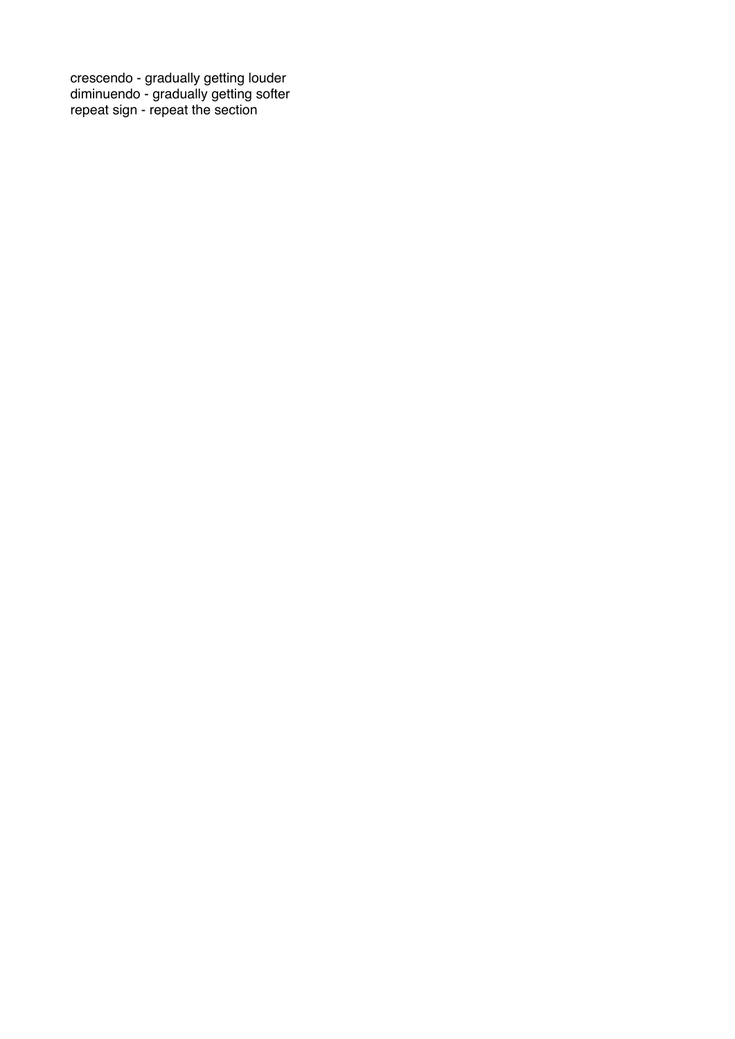crescendo - gradually getting louder
diminuendo - gradually getting softer
repeat sign - repeat the section